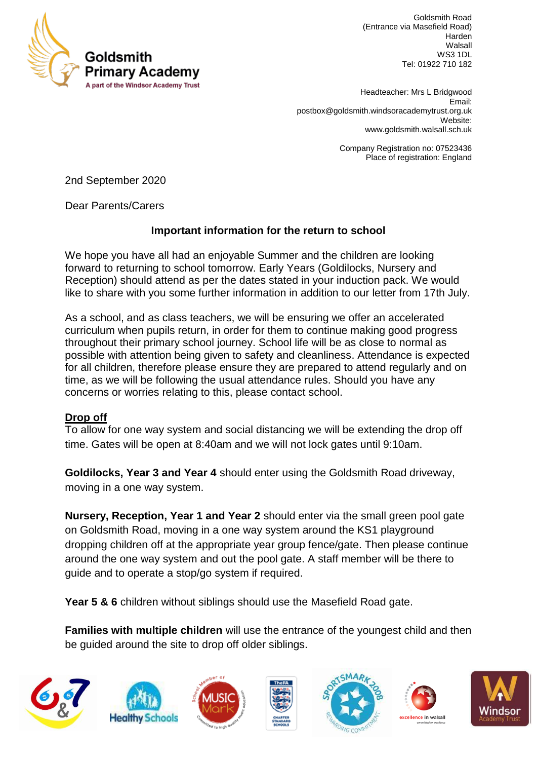**Goldsmith Primary Academy**
A part of the Windsor Academy Trust

Goldsmith Road
(Entrance via Masefield Road)
Harden
Walsall
WS3 1DL
Tel: 01922 710 182

Headteacher: Mrs L Bridgwood
Email: postbox@goldsmith.windsoracademytrust.org.uk
Website: www.goldsmith.walsall.sch.uk

Company Registration no: 07523436
Place of registration: England

2nd September 2020

Dear Parents/Carers

**Important information for the return to school**

We hope you have all had an enjoyable Summer and the children are looking forward to returning to school tomorrow. Early Years (Goldilocks, Nursery and Reception) should attend as per the dates stated in your induction pack. We would like to share with you some further information in addition to our letter from 17th July.

As a school, and as class teachers, we will be ensuring we offer an accelerated curriculum when pupils return, in order for them to continue making good progress throughout their primary school journey. School life will be as close to normal as possible with attention being given to safety and cleanliness. Attendance is expected for all children, therefore please ensure they are prepared to attend regularly and on time, as we will be following the usual attendance rules. Should you have any concerns or worries relating to this, please contact school.

**Drop off**

To allow for one way system and social distancing we will be extending the drop off time. Gates will be open at 8:40am and we will not lock gates until 9:10am.

**Goldilocks, Year 3 and Year 4** should enter using the Goldsmith Road driveway, moving in a one way system.

**Nursery, Reception, Year 1 and Year 2** should enter via the small green pool gate on Goldsmith Road, moving in a one way system around the KS1 playground dropping children off at the appropriate year group fence/gate. Then please continue around the one way system and out the pool gate. A staff member will be there to guide and to operate a stop/go system if required.

**Year 5 & 6** children without siblings should use the Masefield Road gate.

**Families with multiple children** will use the entrance of the youngest child and then be guided around the site to drop off older siblings.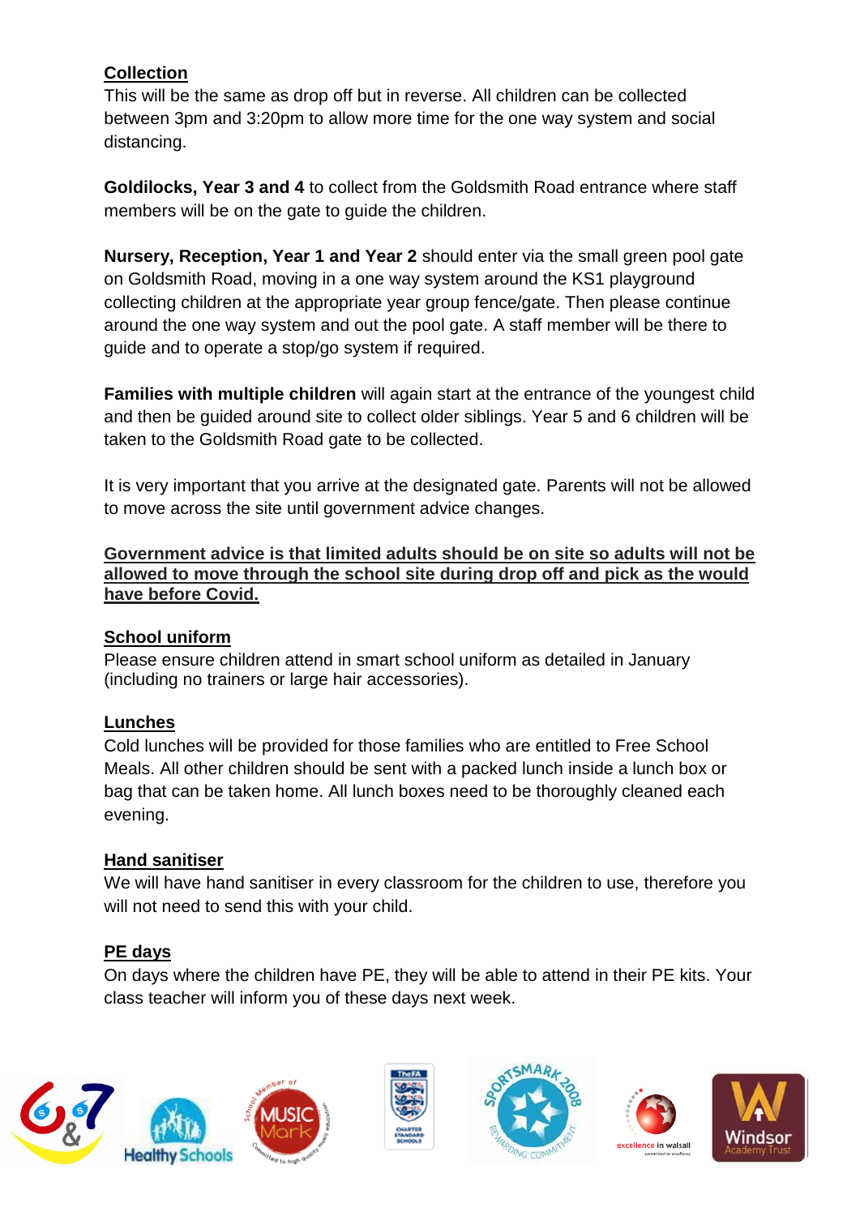**Collection**

This will be the same as drop off but in reverse. All children can be collected between 3pm and 3:20pm to allow more time for the one way system and social distancing.

**Goldilocks, Year 3 and 4** to collect from the Goldsmith Road entrance where staff members will be on the gate to guide the children.

**Nursery, Reception, Year 1 and Year 2** should enter via the small green pool gate on Goldsmith Road, moving in a one way system around the KS1 playground collecting children at the appropriate year group fence/gate. Then please continue around the one way system and out the pool gate. A staff member will be there to guide and to operate a stop/go system if required.

**Families with multiple children** will again start at the entrance of the youngest child and then be guided around site to collect older siblings. Year 5 and 6 children will be taken to the Goldsmith Road gate to be collected.

It is very important that you arrive at the designated gate. Parents will not be allowed to move across the site until government advice changes.

**Government advice is that limited adults should be on site so adults will not be allowed to move through the school site during drop off and pick as the would have before Covid.**

**School uniform**

Please ensure children attend in smart school uniform as detailed in January (including no trainers or large hair accessories).

**Lunches**

Cold lunches will be provided for those families who are entitled to Free School Meals. All other children should be sent with a packed lunch inside a lunch box or bag that can be taken home. All lunch boxes need to be thoroughly cleaned each evening.

**Hand sanitiser**

We will have hand sanitiser in every classroom for the children to use, therefore you will not need to send this with your child.

**PE days**

On days where the children have PE, they will be able to attend in their PE kits. Your class teacher will inform you of these days next week.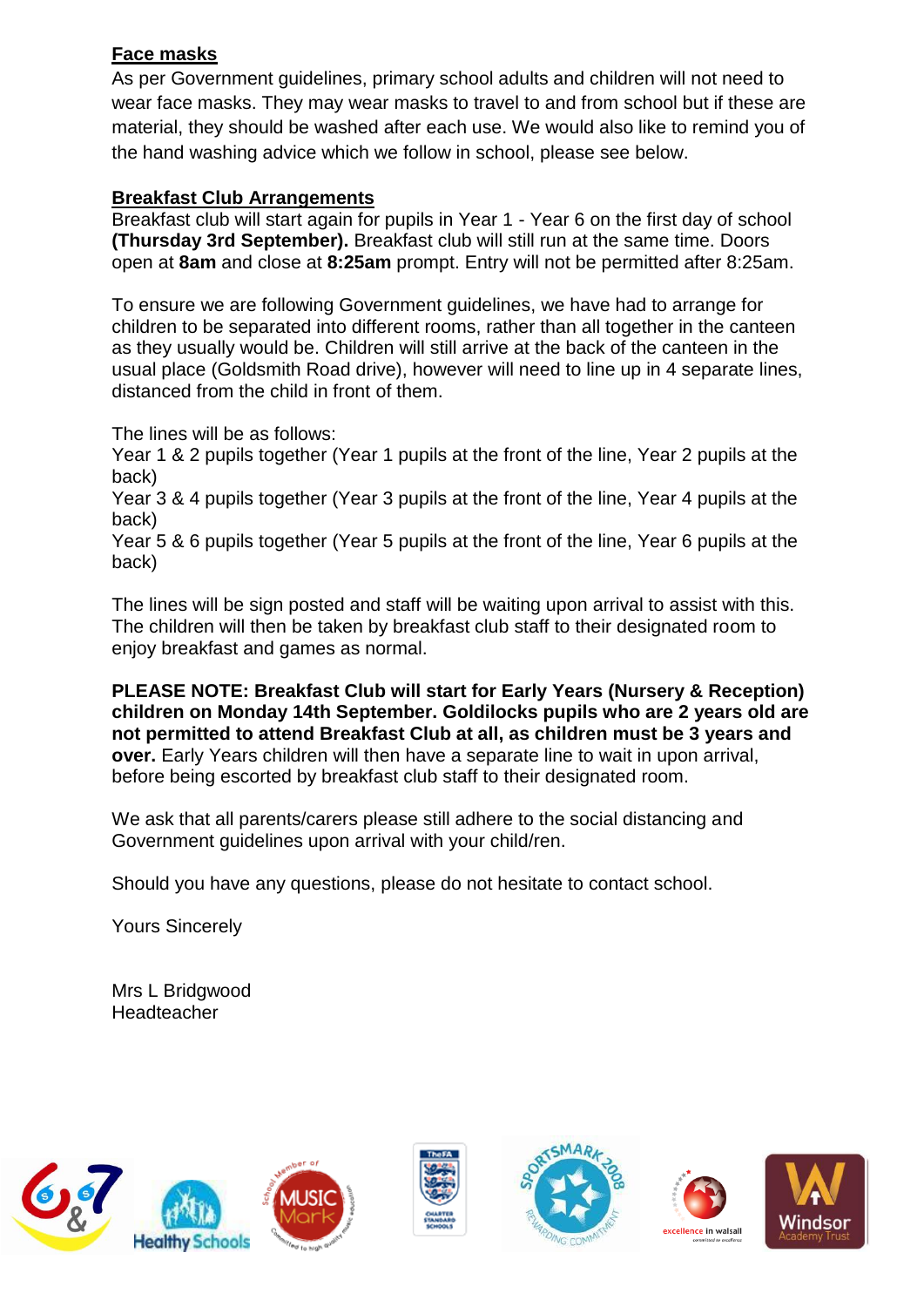**Face masks**

As per Government guidelines, primary school adults and children will not need to wear face masks. They may wear masks to travel to and from school but if these are material, they should be washed after each use. We would also like to remind you of the hand washing advice which we follow in school, please see below.

**Breakfast Club Arrangements**

Breakfast club will start again for pupils in Year 1 - Year 6 on the first day of school **(Thursday 3rd September).** Breakfast club will still run at the same time. Doors open at **8am** and close at **8:25am** prompt. Entry will not be permitted after 8:25am.

To ensure we are following Government guidelines, we have had to arrange for children to be separated into different rooms, rather than all together in the canteen as they usually would be. Children will still arrive at the back of the canteen in the usual place (Goldsmith Road drive), however will need to line up in 4 separate lines, distanced from the child in front of them.

The lines will be as follows:

Year 1 & 2 pupils together (Year 1 pupils at the front of the line, Year 2 pupils at the back)

Year 3 & 4 pupils together (Year 3 pupils at the front of the line, Year 4 pupils at the back)

Year 5 & 6 pupils together (Year 5 pupils at the front of the line, Year 6 pupils at the back)

The lines will be sign posted and staff will be waiting upon arrival to assist with this. The children will then be taken by breakfast club staff to their designated room to enjoy breakfast and games as normal.

**PLEASE NOTE: Breakfast Club will start for Early Years (Nursery & Reception) children on Monday 14th September. Goldilocks pupils who are 2 years old are not permitted to attend Breakfast Club at all, as children must be 3 years and over.** Early Years children will then have a separate line to wait in upon arrival, before being escorted by breakfast club staff to their designated room.

We ask that all parents/carers please still adhere to the social distancing and Government guidelines upon arrival with your child/ren.

Should you have any questions, please do not hesitate to contact school.

Yours Sincerely

Mrs L Bridgwood
Headteacher